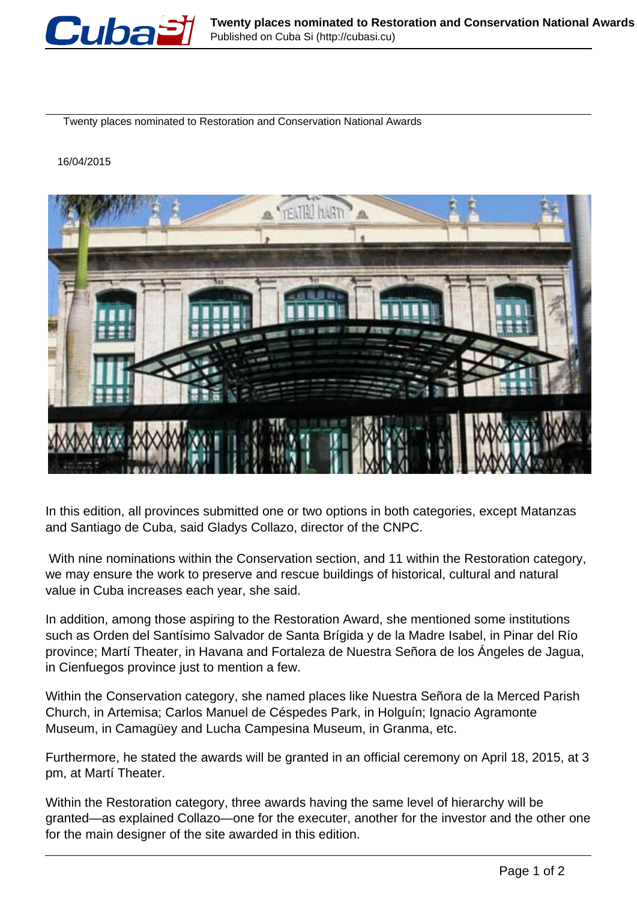Twenty places nominated to Restoration and Conservation National Awards

16/04/2015

In this edition, all provinces submitted one or two options in both categories, except Matanzas and Santiago de Cuba, said Gladys Collazo, director of the CNPC.

With nine nominations within the Conservation section, and 11 within the Restoration category, we may ensure the work to preserve and rescue buildings of historical, cultural and natural value in Cuba increases each year, she said.

In addition, among those aspiring to the Restoration Award, she mentioned some institutions such as Orden del Santísimo Salvador de Santa Brígida y de la Madre Isabel, in Pinar del Río province; Martí Theater, in Havana and Fortaleza de Nuestra Señora de los Ángeles de Jagua, in Cienfuegos province just to mention a few.

Within the Conservation category, she named places like Nuestra Señora de la Merced Parish Church, in Artemisa; Carlos Manuel de Céspedes Park, in Holguín; Ignacio Agramonte Museum, in Camagüey and Lucha Campesina Museum, in Granma, etc.

Furthermore, he stated the awards will be granted in an official ceremony on April 18, 2015, at 3 pm, at Martí Theater.

Within the Restoration category, three awards having the same level of hierarchy will be granted—as explained Collazo—one for the executer, another for the investor and the other one for the main designer of the site awarded in this edition.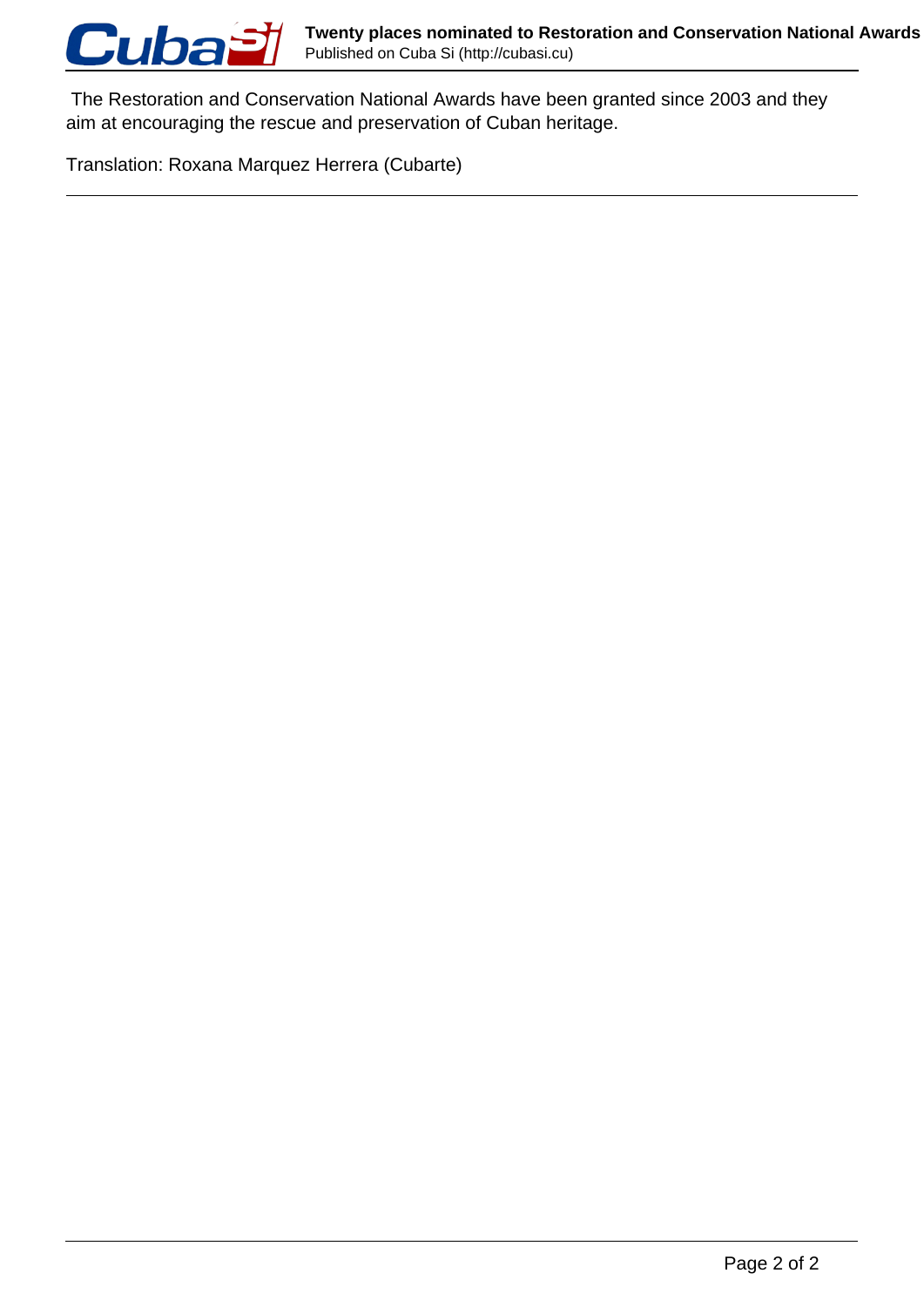The Restoration and Conservation National Awards have been granted since 2003 and they aim at encouraging the rescue and preservation of Cuban heritage.

Translation: Roxana Marquez Herrera (Cubarte)